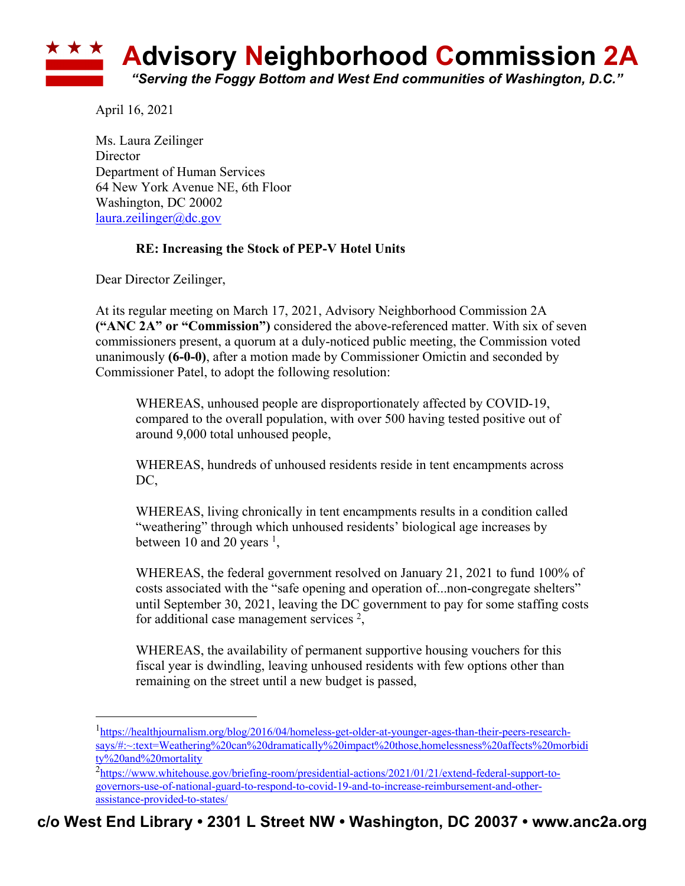# Advisory Neighborhood Commission 2A

*"Serving the Foggy Bottom and West End communities of Washington, D.C."*

April 16, 2021

Ms. Laura Zeilinger
Director
Department of Human Services
64 New York Avenue NE, 6th Floor
Washington, DC 20002
laura.zeilinger@dc.gov

**RE: Increasing the Stock of PEP-V Hotel Units**

Dear Director Zeilinger,

At its regular meeting on March 17, 2021, Advisory Neighborhood Commission 2A **("ANC 2A" or "Commission")** considered the above-referenced matter. With six of seven commissioners present, a quorum at a duly-noticed public meeting, the Commission voted unanimously **(6-0-0)**, after a motion made by Commissioner Omictin and seconded by Commissioner Patel, to adopt the following resolution:

> WHEREAS, unhoused people are disproportionately affected by COVID-19, compared to the overall population, with over 500 having tested positive out of around 9,000 total unhoused people,
>
> WHEREAS, hundreds of unhoused residents reside in tent encampments across DC,
>
> WHEREAS, living chronically in tent encampments results in a condition called "weathering" through which unhoused residents' biological age increases by between 10 and 20 years [1],
>
> WHEREAS, the federal government resolved on January 21, 2021 to fund 100% of costs associated with the "safe opening and operation of...non-congregate shelters" until September 30, 2021, leaving the DC government to pay for some staffing costs for additional case management services [2],
>
> WHEREAS, the availability of permanent supportive housing vouchers for this fiscal year is dwindling, leaving unhoused residents with few options other than remaining on the street until a new budget is passed,

---

[1] https://healthjournalism.org/blog/2016/04/homeless-get-older-at-younger-ages-than-their-peers-research-says/#:~:text=Weathering%20can%20dramatically%20impact%20those,homelessness%20affects%20morbidity%20and%20mortality

[2] https://www.whitehouse.gov/briefing-room/presidential-actions/2021/01/21/extend-federal-support-to-governors-use-of-national-guard-to-respond-to-covid-19-and-to-increase-reimbursement-and-other-assistance-provided-to-states/

c/o West End Library • 2301 L Street NW • Washington, DC 20037 • www.anc2a.org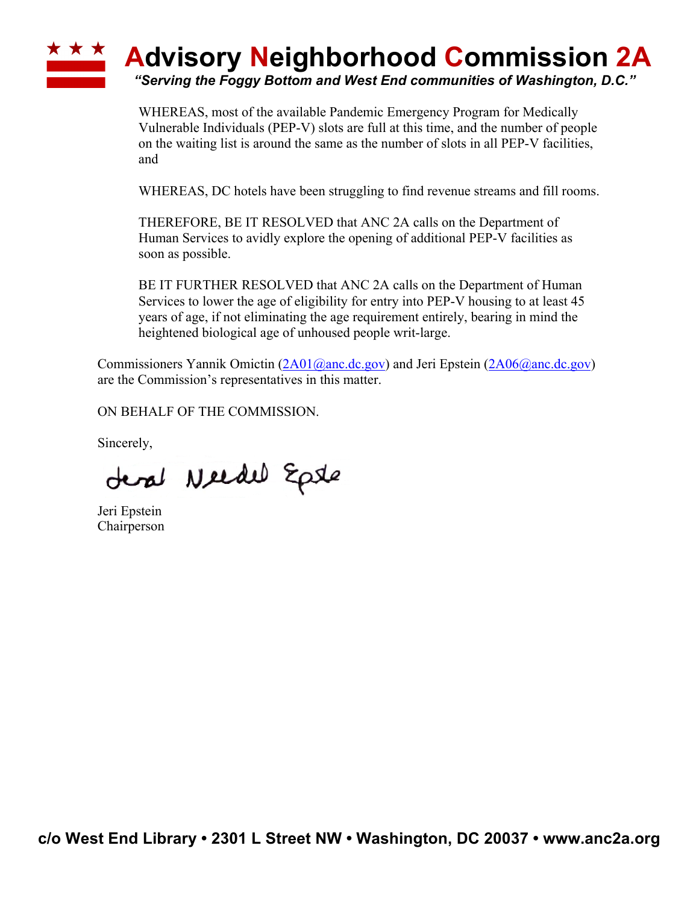WHEREAS, most of the available Pandemic Emergency Program for Medically Vulnerable Individuals (PEP-V) slots are full at this time, and the number of people on the waiting list is around the same as the number of slots in all PEP-V facilities, and

WHEREAS, DC hotels have been struggling to find revenue streams and fill rooms.

THEREFORE, BE IT RESOLVED that ANC 2A calls on the Department of Human Services to avidly explore the opening of additional PEP-V facilities as soon as possible.

BE IT FURTHER RESOLVED that ANC 2A calls on the Department of Human Services to lower the age of eligibility for entry into PEP-V housing to at least 45 years of age, if not eliminating the age requirement entirely, bearing in mind the heightened biological age of unhoused people writ-large.

Commissioners Yannik Omictin (2A01@anc.dc.gov) and Jeri Epstein (2A06@anc.dc.gov) are the Commission's representatives in this matter.

ON BEHALF OF THE COMMISSION.

Sincerely,

Jeri Epstein
Chairperson